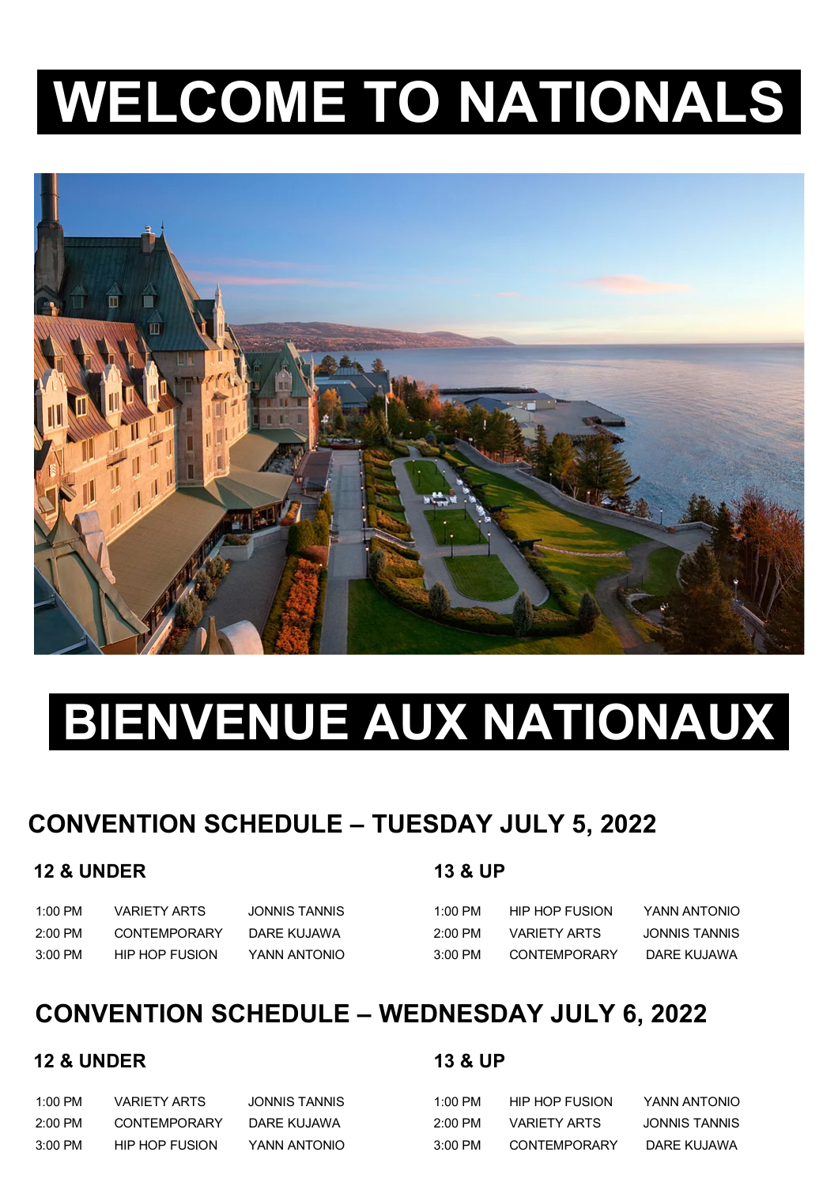# WELCOME TO NATIONALS

# BIENVENUE AUX NATIONAUX

## CONVENTION SCHEDULE – TUESDAY JULY 5, 2022

### 12 & UNDER

| | | |
|---|---|---|
| 1:00 PM | VARIETY ARTS | JONNIS TANNIS |
| 2:00 PM | CONTEMPORARY | DARE KUJAWA |
| 3:00 PM | HIP HOP FUSION | YANN ANTONIO |

### 13 & UP

| | | |
|---|---|---|
| 1:00 PM | HIP HOP FUSION | YANN ANTONIO |
| 2:00 PM | VARIETY ARTS | JONNIS TANNIS |
| 3:00 PM | CONTEMPORARY | DARE KUJAWA |

## CONVENTION SCHEDULE – WEDNESDAY JULY 6, 2022

### 12 & UNDER

| | | |
|---|---|---|
| 1:00 PM | VARIETY ARTS | JONNIS TANNIS |
| 2:00 PM | CONTEMPORARY | DARE KUJAWA |
| 3:00 PM | HIP HOP FUSION | YANN ANTONIO |

### 13 & UP

| | | |
|---|---|---|
| 1:00 PM | HIP HOP FUSION | YANN ANTONIO |
| 2:00 PM | VARIETY ARTS | JONNIS TANNIS |
| 3:00 PM | CONTEMPORARY | DARE KUJAWA |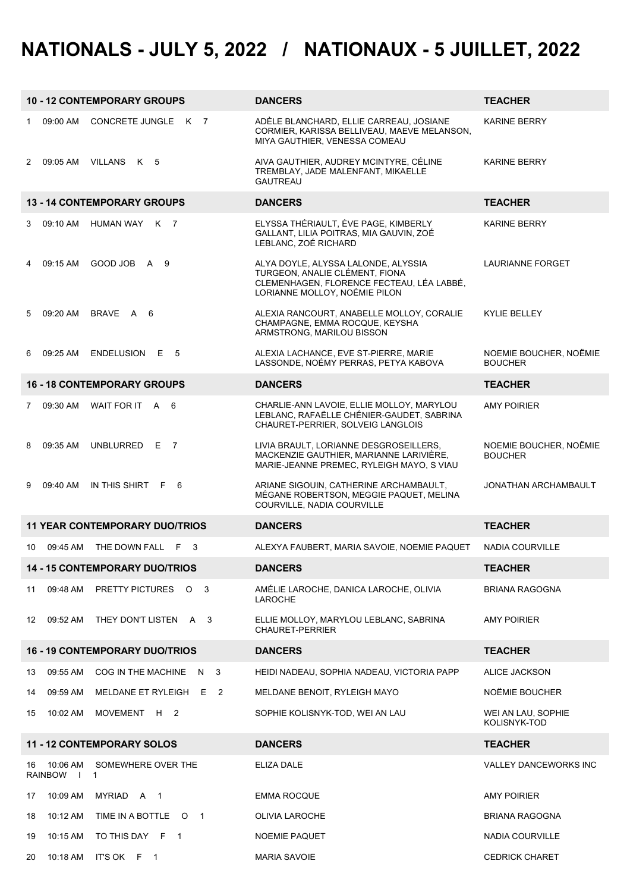# NATIONALS - JULY 5, 2022 / NATIONAUX - 5 JUILLET, 2022

| 10 - 12 CONTEMPORARY GROUPS | DANCERS | TEACHER |
|---|---|---|
| 1 09:00 AM CONCRETE JUNGLE K 7 | ADÈLE BLANCHARD, ELLIE CARREAU, JOSIANE CORMIER, KARISSA BELLIVEAU, MAEVE MELANSON, MIYA GAUTHIER, VENESSA COMEAU | KARINE BERRY |
| 2 09:05 AM VILLANS K 5 | AIVA GAUTHIER, AUDREY MCINTYRE, CÉLINE TREMBLAY, JADE MALENFANT, MIKAELLE GAUTREAU | KARINE BERRY |
| **13 - 14 CONTEMPORARY GROUPS** | **DANCERS** | **TEACHER** |
| 3 09:10 AM HUMAN WAY K 7 | ELYSSA THÉRIAULT, ÈVE PAGE, KIMBERLY GALLANT, LILIA POITRAS, MIA GAUVIN, ZOÉ LEBLANC, ZOÉ RICHARD | KARINE BERRY |
| 4 09:15 AM GOOD JOB A 9 | ALYA DOYLE, ALYSSA LALONDE, ALYSSIA TURGEON, ANALIE CLÉMENT, FIONA CLEMENHAGEN, FLORENCE FECTEAU, LÉA LABBÉ, LORIANNE MOLLOY, NOÉMIE PILON | LAURIANNE FORGET |
| 5 09:20 AM BRAVE A 6 | ALEXIA RANCOURT, ANABELLE MOLLOY, CORALIE CHAMPAGNE, EMMA ROCQUE, KEYSHA ARMSTRONG, MARILOU BISSON | KYLIE BELLEY |
| 6 09:25 AM ENDELUSION E 5 | ALEXIA LACHANCE, EVE ST-PIERRE, MARIE LASSONDE, NOÉMY PERRAS, PETYA KABOVA | NOEMIE BOUCHER, NOËMIE BOUCHER |
| **16 - 18 CONTEMPORARY GROUPS** | **DANCERS** | **TEACHER** |
| 7 09:30 AM WAIT FOR IT A 6 | CHARLIE-ANN LAVOIE, ELLIE MOLLOY, MARYLOU LEBLANC, RAFAËLLE CHÉNIER-GAUDET, SABRINA CHAURET-PERRIER, SOLVEIG LANGLOIS | AMY POIRIER |
| 8 09:35 AM UNBLURRED E 7 | LIVIA BRAULT, LORIANNE DESGROSEILLERS, MACKENZIE GAUTHIER, MARIANNE LARIVIÈRE, MARIE-JEANNE PREMEC, RYLEIGH MAYO, S VIAU | NOEMIE BOUCHER, NOËMIE BOUCHER |
| 9 09:40 AM IN THIS SHIRT F 6 | ARIANE SIGOUIN, CATHERINE ARCHAMBAULT, MÉGANE ROBERTSON, MEGGIE PAQUET, MELINA COURVILLE, NADIA COURVILLE | JONATHAN ARCHAMBAULT |
| **11 YEAR CONTEMPORARY DUO/TRIOS** | **DANCERS** | **TEACHER** |
| 10 09:45 AM THE DOWN FALL F 3 | ALEXYA FAUBERT, MARIA SAVOIE, NOEMIE PAQUET | NADIA COURVILLE |
| **14 - 15 CONTEMPORARY DUO/TRIOS** | **DANCERS** | **TEACHER** |
| 11 09:48 AM PRETTY PICTURES O 3 | AMÉLIE LAROCHE, DANICA LAROCHE, OLIVIA LAROCHE | BRIANA RAGOGNA |
| 12 09:52 AM THEY DON'T LISTEN A 3 | ELLIE MOLLOY, MARYLOU LEBLANC, SABRINA CHAURET-PERRIER | AMY POIRIER |
| **16 - 19 CONTEMPORARY DUO/TRIOS** | **DANCERS** | **TEACHER** |
| 13 09:55 AM COG IN THE MACHINE N 3 | HEIDI NADEAU, SOPHIA NADEAU, VICTORIA PAPP | ALICE JACKSON |
| 14 09:59 AM MELDANE ET RYLEIGH E 2 | MELDANE BENOIT, RYLEIGH MAYO | NOËMIE BOUCHER |
| 15 10:02 AM MOVEMENT H 2 | SOPHIE KOLISNYK-TOD, WEI AN LAU | WEI AN LAU, SOPHIE KOLISNYK-TOD |
| **11 - 12 CONTEMPORARY SOLOS** | **DANCERS** | **TEACHER** |
| 16 10:06 AM SOMEWHERE OVER THE RAINBOW I 1 | ELIZA DALE | VALLEY DANCEWORKS INC |
| 17 10:09 AM MYRIAD A 1 | EMMA ROCQUE | AMY POIRIER |
| 18 10:12 AM TIME IN A BOTTLE O 1 | OLIVIA LAROCHE | BRIANA RAGOGNA |
| 19 10:15 AM TO THIS DAY F 1 | NOEMIE PAQUET | NADIA COURVILLE |
| 20 10:18 AM IT'S OK F 1 | MARIA SAVOIE | CEDRICK CHARET |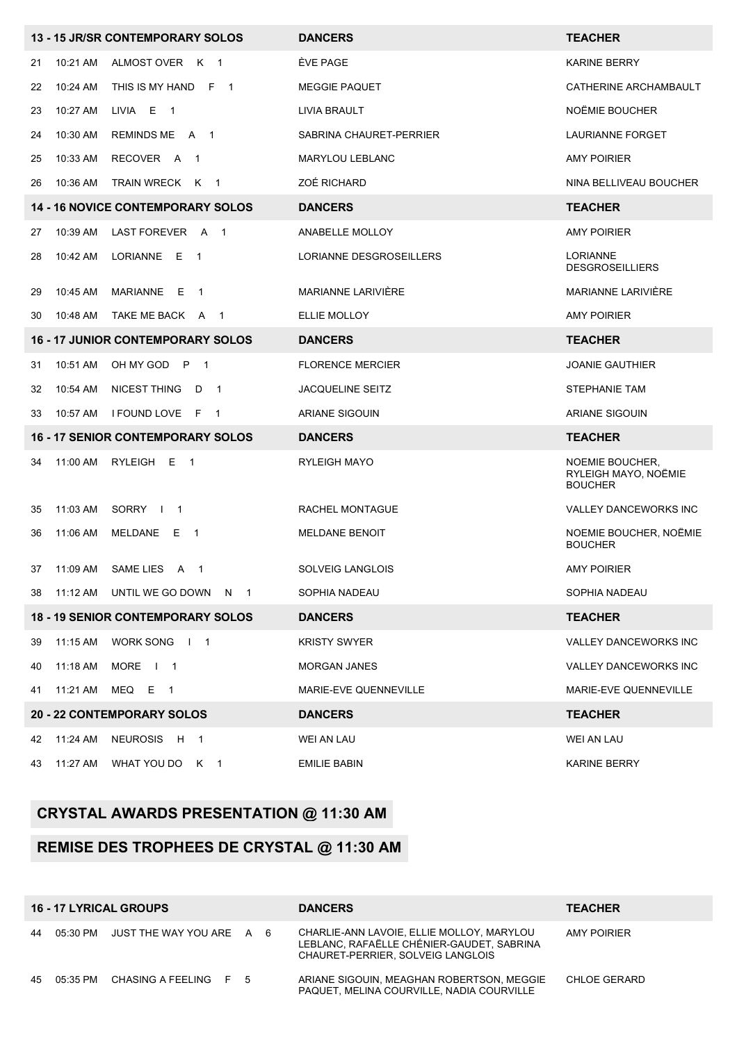| 13 - 15 JR/SR CONTEMPORARY SOLOS | DANCERS | TEACHER |
|---|---|---|
| 21 10:21 AM ALMOST OVER K 1 | ÈVE PAGE | KARINE BERRY |
| 22 10:24 AM THIS IS MY HAND F 1 | MEGGIE PAQUET | CATHERINE ARCHAMBAULT |
| 23 10:27 AM LIVIA E 1 | LIVIA BRAULT | NOËMIE BOUCHER |
| 24 10:30 AM REMINDS ME A 1 | SABRINA CHAURET-PERRIER | LAURIANNE FORGET |
| 25 10:33 AM RECOVER A 1 | MARYLOU LEBLANC | AMY POIRIER |
| 26 10:36 AM TRAIN WRECK K 1 | ZOÉ RICHARD | NINA BELLIVEAU BOUCHER |
| **14 - 16 NOVICE CONTEMPORARY SOLOS** | **DANCERS** | **TEACHER** |
| 27 10:39 AM LAST FOREVER A 1 | ANABELLE MOLLOY | AMY POIRIER |
| 28 10:42 AM LORIANNE E 1 | LORIANNE DESGROSEILLERS | LORIANNE DESGROSEILLIERS |
| 29 10:45 AM MARIANNE E 1 | MARIANNE LARIVIÈRE | MARIANNE LARIVIÈRE |
| 30 10:48 AM TAKE ME BACK A 1 | ELLIE MOLLOY | AMY POIRIER |
| **16 - 17 JUNIOR CONTEMPORARY SOLOS** | **DANCERS** | **TEACHER** |
| 31 10:51 AM OH MY GOD P 1 | FLORENCE MERCIER | JOANIE GAUTHIER |
| 32 10:54 AM NICEST THING D 1 | JACQUELINE SEITZ | STEPHANIE TAM |
| 33 10:57 AM I FOUND LOVE F 1 | ARIANE SIGOUIN | ARIANE SIGOUIN |
| **16 - 17 SENIOR CONTEMPORARY SOLOS** | **DANCERS** | **TEACHER** |
| 34 11:00 AM RYLEIGH E 1 | RYLEIGH MAYO | NOEMIE BOUCHER, RYLEIGH MAYO, NOËMIE BOUCHER |
| 35 11:03 AM SORRY I 1 | RACHEL MONTAGUE | VALLEY DANCEWORKS INC |
| 36 11:06 AM MELDANE E 1 | MELDANE BENOIT | NOEMIE BOUCHER, NOËMIE BOUCHER |
| 37 11:09 AM SAME LIES A 1 | SOLVEIG LANGLOIS | AMY POIRIER |
| 38 11:12 AM UNTIL WE GO DOWN N 1 | SOPHIA NADEAU | SOPHIA NADEAU |
| **18 - 19 SENIOR CONTEMPORARY SOLOS** | **DANCERS** | **TEACHER** |
| 39 11:15 AM WORK SONG I 1 | KRISTY SWYER | VALLEY DANCEWORKS INC |
| 40 11:18 AM MORE I 1 | MORGAN JANES | VALLEY DANCEWORKS INC |
| 41 11:21 AM MEQ E 1 | MARIE-EVE QUENNEVILLE | MARIE-EVE QUENNEVILLE |
| **20 - 22 CONTEMPORARY SOLOS** | **DANCERS** | **TEACHER** |
| 42 11:24 AM NEUROSIS H 1 | WEI AN LAU | WEI AN LAU |
| 43 11:27 AM WHAT YOU DO K 1 | EMILIE BABIN | KARINE BERRY |

## CRYSTAL AWARDS PRESENTATION @ 11:30 AM

## REMISE DES TROPHEES DE CRYSTAL @ 11:30 AM

| 16 - 17 LYRICAL GROUPS | DANCERS | TEACHER |
|---|---|---|
| 44 05:30 PM JUST THE WAY YOU ARE A 6 | CHARLIE-ANN LAVOIE, ELLIE MOLLOY, MARYLOU LEBLANC, RAFAËLLE CHÉNIER-GAUDET, SABRINA CHAURET-PERRIER, SOLVEIG LANGLOIS | AMY POIRIER |
| 45 05:35 PM CHASING A FEELING F 5 | ARIANE SIGOUIN, MEAGHAN ROBERTSON, MEGGIE PAQUET, MELINA COURVILLE, NADIA COURVILLE | CHLOE GERARD |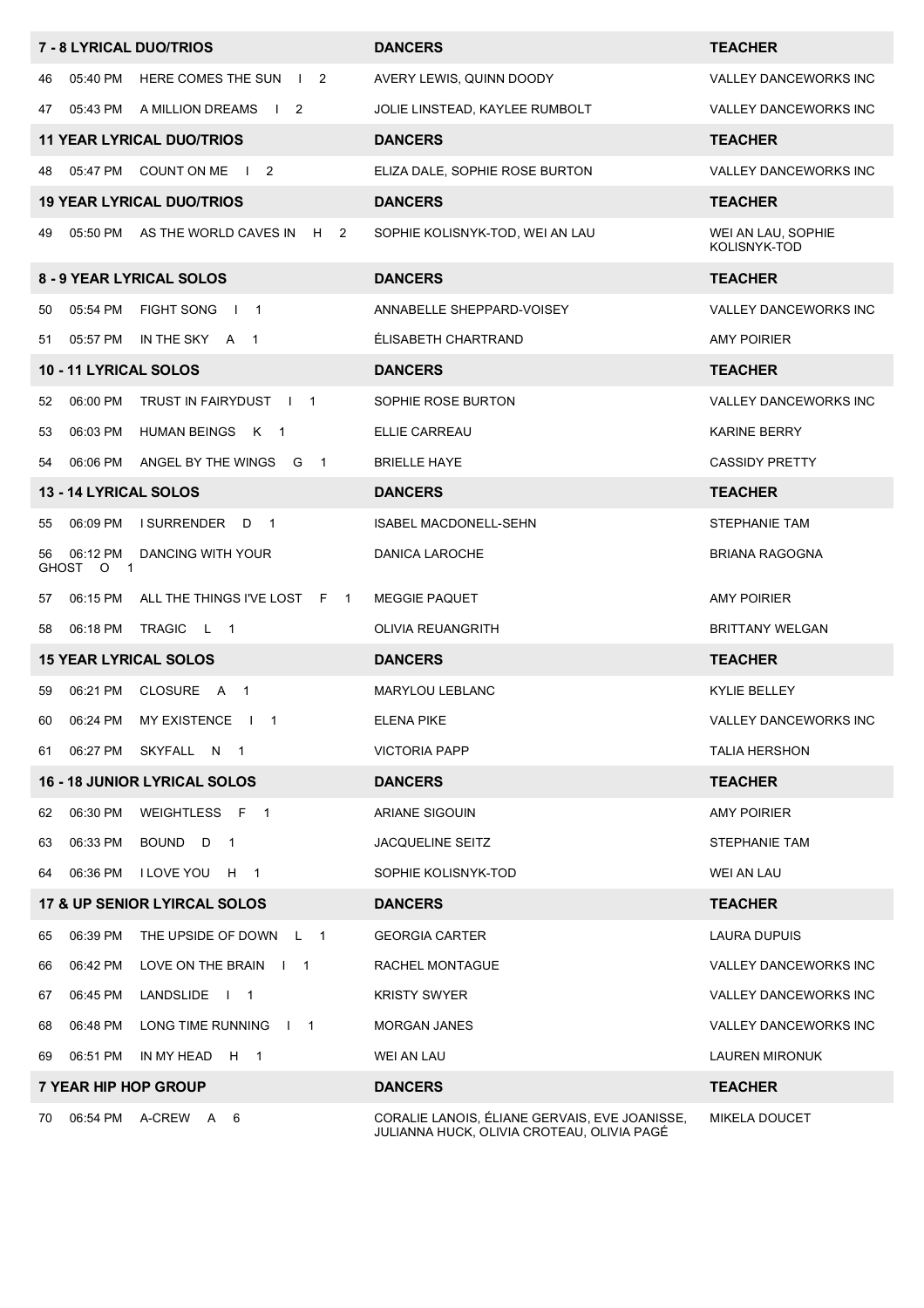| 7 - 8 LYRICAL DUO/TRIOS | DANCERS | TEACHER |
|---|---|---|
| 46 05:40 PM HERE COMES THE SUN I 2 | AVERY LEWIS, QUINN DOODY | VALLEY DANCEWORKS INC |
| 47 05:43 PM A MILLION DREAMS I 2 | JOLIE LINSTEAD, KAYLEE RUMBOLT | VALLEY DANCEWORKS INC |
| **11 YEAR LYRICAL DUO/TRIOS** | **DANCERS** | **TEACHER** |
| 48 05:47 PM COUNT ON ME I 2 | ELIZA DALE, SOPHIE ROSE BURTON | VALLEY DANCEWORKS INC |
| **19 YEAR LYRICAL DUO/TRIOS** | **DANCERS** | **TEACHER** |
| 49 05:50 PM AS THE WORLD CAVES IN H 2 | SOPHIE KOLISNYK-TOD, WEI AN LAU | WEI AN LAU, SOPHIE KOLISNYK-TOD |
| **8 - 9 YEAR LYRICAL SOLOS** | **DANCERS** | **TEACHER** |
| 50 05:54 PM FIGHT SONG I 1 | ANNABELLE SHEPPARD-VOISEY | VALLEY DANCEWORKS INC |
| 51 05:57 PM IN THE SKY A 1 | ÉLISABETH CHARTRAND | AMY POIRIER |
| **10 - 11 LYRICAL SOLOS** | **DANCERS** | **TEACHER** |
| 52 06:00 PM TRUST IN FAIRYDUST I 1 | SOPHIE ROSE BURTON | VALLEY DANCEWORKS INC |
| 53 06:03 PM HUMAN BEINGS K 1 | ELLIE CARREAU | KARINE BERRY |
| 54 06:06 PM ANGEL BY THE WINGS G 1 | BRIELLE HAYE | CASSIDY PRETTY |
| **13 - 14 LYRICAL SOLOS** | **DANCERS** | **TEACHER** |
| 55 06:09 PM I SURRENDER D 1 | ISABEL MACDONELL-SEHN | STEPHANIE TAM |
| 56 06:12 PM DANCING WITH YOUR GHOST O 1 | DANICA LAROCHE | BRIANA RAGOGNA |
| 57 06:15 PM ALL THE THINGS I'VE LOST F 1 | MEGGIE PAQUET | AMY POIRIER |
| 58 06:18 PM TRAGIC L 1 | OLIVIA REUANGRITH | BRITTANY WELGAN |
| **15 YEAR LYRICAL SOLOS** | **DANCERS** | **TEACHER** |
| 59 06:21 PM CLOSURE A 1 | MARYLOU LEBLANC | KYLIE BELLEY |
| 60 06:24 PM MY EXISTENCE I 1 | ELENA PIKE | VALLEY DANCEWORKS INC |
| 61 06:27 PM SKYFALL N 1 | VICTORIA PAPP | TALIA HERSHON |
| **16 - 18 JUNIOR LYRICAL SOLOS** | **DANCERS** | **TEACHER** |
| 62 06:30 PM WEIGHTLESS F 1 | ARIANE SIGOUIN | AMY POIRIER |
| 63 06:33 PM BOUND D 1 | JACQUELINE SEITZ | STEPHANIE TAM |
| 64 06:36 PM I LOVE YOU H 1 | SOPHIE KOLISNYK-TOD | WEI AN LAU |
| **17 & UP SENIOR LYIRCAL SOLOS** | **DANCERS** | **TEACHER** |
| 65 06:39 PM THE UPSIDE OF DOWN L 1 | GEORGIA CARTER | LAURA DUPUIS |
| 66 06:42 PM LOVE ON THE BRAIN I 1 | RACHEL MONTAGUE | VALLEY DANCEWORKS INC |
| 67 06:45 PM LANDSLIDE I 1 | KRISTY SWYER | VALLEY DANCEWORKS INC |
| 68 06:48 PM LONG TIME RUNNING I 1 | MORGAN JANES | VALLEY DANCEWORKS INC |
| 69 06:51 PM IN MY HEAD H 1 | WEI AN LAU | LAUREN MIRONUK |
| **7 YEAR HIP HOP GROUP** | **DANCERS** | **TEACHER** |
| 70 06:54 PM A-CREW A 6 | CORALIE LANOIS, ÉLIANE GERVAIS, EVE JOANISSE, JULIANNA HUCK, OLIVIA CROTEAU, OLIVIA PAGÉ | MIKELA DOUCET |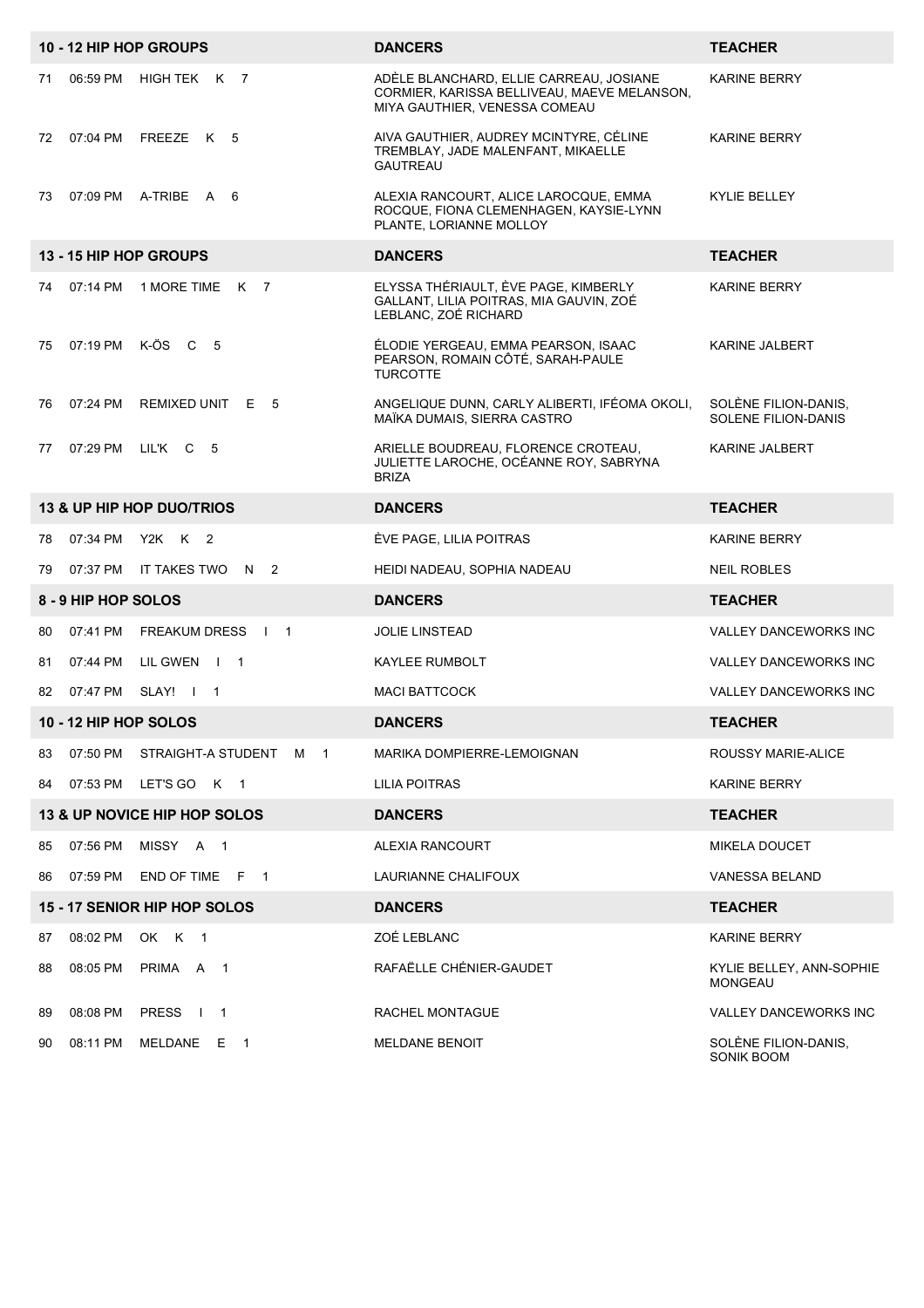| 10 - 12 HIP HOP GROUPS | DANCERS | TEACHER |
|---|---|---|
| 71 06:59 PM HIGH TEK K 7 | ADÈLE BLANCHARD, ELLIE CARREAU, JOSIANE CORMIER, KARISSA BELLIVEAU, MAEVE MELANSON, MIYA GAUTHIER, VENESSA COMEAU | KARINE BERRY |
| 72 07:04 PM FREEZE K 5 | AIVA GAUTHIER, AUDREY MCINTYRE, CÉLINE TREMBLAY, JADE MALENFANT, MIKAELLE GAUTREAU | KARINE BERRY |
| 73 07:09 PM A-TRIBE A 6 | ALEXIA RANCOURT, ALICE LAROCQUE, EMMA ROCQUE, FIONA CLEMENHAGEN, KAYSIE-LYNN PLANTE, LORIANNE MOLLOY | KYLIE BELLEY |

| 13 - 15 HIP HOP GROUPS | DANCERS | TEACHER |
|---|---|---|
| 74 07:14 PM 1 MORE TIME K 7 | ELYSSA THÉRIAULT, ÈVE PAGE, KIMBERLY GALLANT, LILIA POITRAS, MIA GAUVIN, ZOÉ LEBLANC, ZOÉ RICHARD | KARINE BERRY |
| 75 07:19 PM K-ÖS C 5 | ÉLODIE YERGEAU, EMMA PEARSON, ISAAC PEARSON, ROMAIN CÔTÉ, SARAH-PAULE TURCOTTE | KARINE JALBERT |
| 76 07:24 PM REMIXED UNIT E 5 | ANGELIQUE DUNN, CARLY ALIBERTI, IFÉOMA OKOLI, MAÏKA DUMAIS, SIERRA CASTRO | SOLÈNE FILION-DANIS, SOLENE FILION-DANIS |
| 77 07:29 PM LIL'K C 5 | ARIELLE BOUDREAU, FLORENCE CROTEAU, JULIETTE LAROCHE, OCÉANNE ROY, SABRYNA BRIZA | KARINE JALBERT |

| 13 & UP HIP HOP DUO/TRIOS | DANCERS | TEACHER |
|---|---|---|
| 78 07:34 PM Y2K K 2 | ÈVE PAGE, LILIA POITRAS | KARINE BERRY |
| 79 07:37 PM IT TAKES TWO N 2 | HEIDI NADEAU, SOPHIA NADEAU | NEIL ROBLES |

| 8 - 9 HIP HOP SOLOS | DANCERS | TEACHER |
|---|---|---|
| 80 07:41 PM FREAKUM DRESS I 1 | JOLIE LINSTEAD | VALLEY DANCEWORKS INC |
| 81 07:44 PM LIL GWEN I 1 | KAYLEE RUMBOLT | VALLEY DANCEWORKS INC |
| 82 07:47 PM SLAY! I 1 | MACI BATTCOCK | VALLEY DANCEWORKS INC |

| 10 - 12 HIP HOP SOLOS | DANCERS | TEACHER |
|---|---|---|
| 83 07:50 PM STRAIGHT-A STUDENT M 1 | MARIKA DOMPIERRE-LEMOIGNAN | ROUSSY MARIE-ALICE |
| 84 07:53 PM LET'S GO K 1 | LILIA POITRAS | KARINE BERRY |

| 13 & UP NOVICE HIP HOP SOLOS | DANCERS | TEACHER |
|---|---|---|
| 85 07:56 PM MISSY A 1 | ALEXIA RANCOURT | MIKELA DOUCET |
| 86 07:59 PM END OF TIME F 1 | LAURIANNE CHALIFOUX | VANESSA BELAND |

| 15 - 17 SENIOR HIP HOP SOLOS | DANCERS | TEACHER |
|---|---|---|
| 87 08:02 PM OK K 1 | ZOÉ LEBLANC | KARINE BERRY |
| 88 08:05 PM PRIMA A 1 | RAFAËLLE CHÉNIER-GAUDET | KYLIE BELLEY, ANN-SOPHIE MONGEAU |
| 89 08:08 PM PRESS I 1 | RACHEL MONTAGUE | VALLEY DANCEWORKS INC |
| 90 08:11 PM MELDANE E 1 | MELDANE BENOIT | SOLÈNE FILION-DANIS, SONIK BOOM |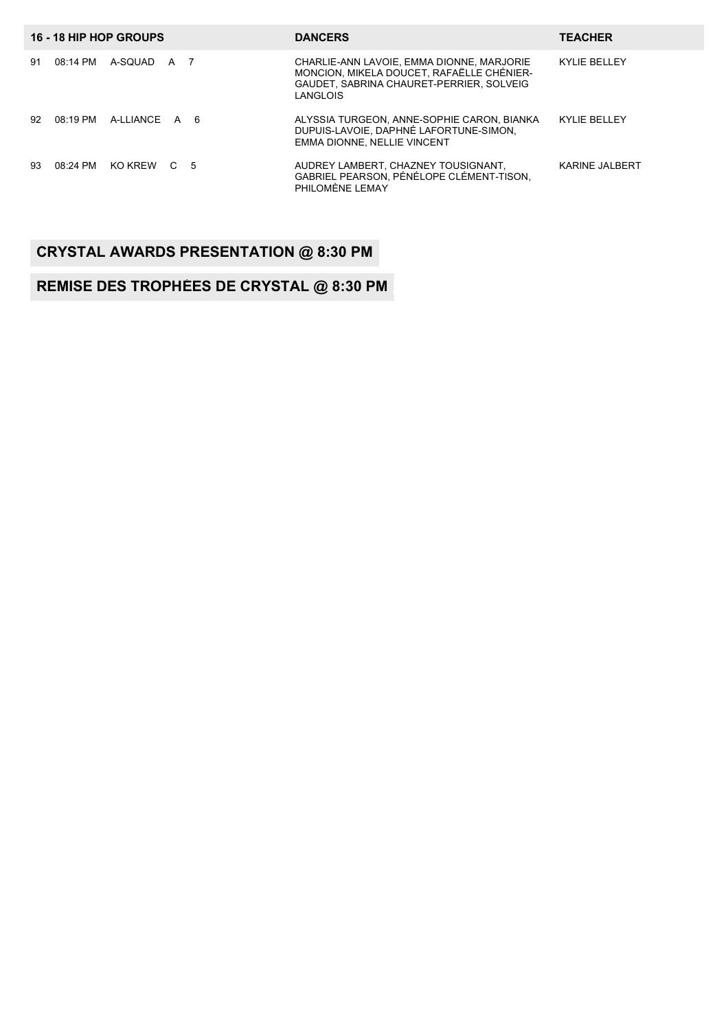| 16 - 18 HIP HOP GROUPS | | | | | DANCERS | TEACHER |
|---|---|---|---|---|---|---|
| 91 | 08:14 PM | A-SQUAD | A | 7 | CHARLIE-ANN LAVOIE, EMMA DIONNE, MARJORIE MONCION, MIKELA DOUCET, RAFAËLLE CHÉNIER-GAUDET, SABRINA CHAURET-PERRIER, SOLVEIG LANGLOIS | KYLIE BELLEY |
| 92 | 08:19 PM | A-LLIANCE | A | 6 | ALYSSIA TURGEON, ANNE-SOPHIE CARON, BIANKA DUPUIS-LAVOIE, DAPHNÉ LAFORTUNE-SIMON, EMMA DIONNE, NELLIE VINCENT | KYLIE BELLEY |
| 93 | 08:24 PM | KO KREW | C | 5 | AUDREY LAMBERT, CHAZNEY TOUSIGNANT, GABRIEL PEARSON, PÉNÉLOPE CLÉMENT-TISON, PHILOMÈNE LEMAY | KARINE JALBERT |

**CRYSTAL AWARDS PRESENTATION @ 8:30 PM**

**REMISE DES TROPHÉES DE CRYSTAL @ 8:30 PM**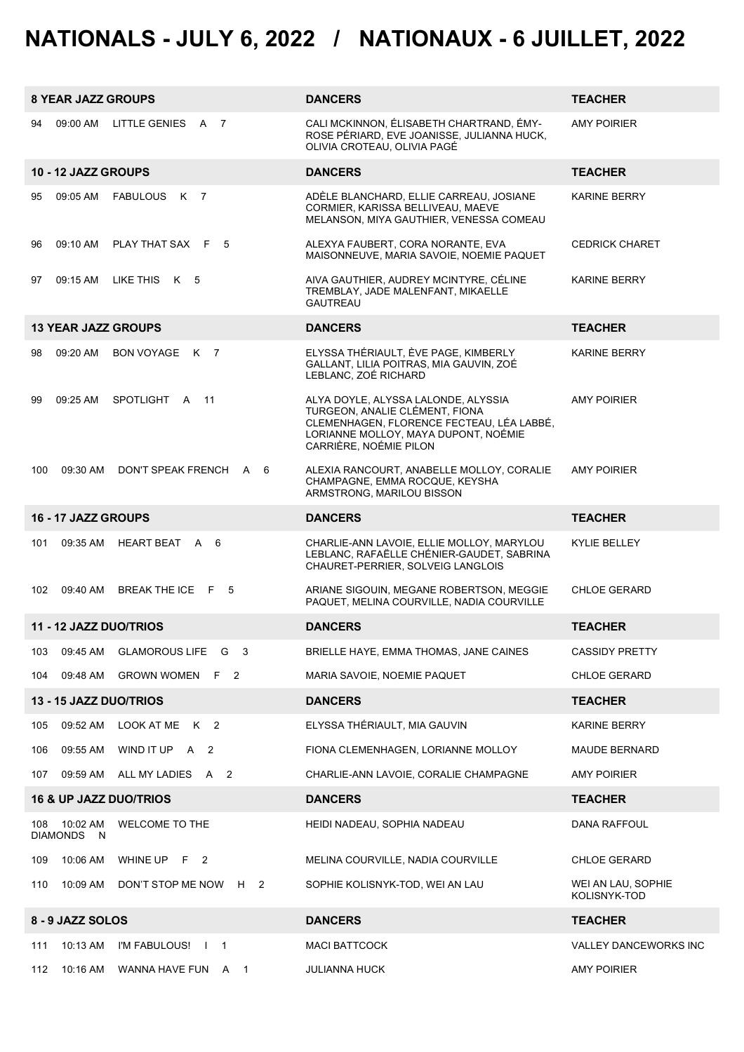# NATIONALS - JULY 6, 2022 / NATIONAUX - 6 JUILLET, 2022

| 8 YEAR JAZZ GROUPS | DANCERS | TEACHER |
|---|---|---|
| 94 09:00 AM LITTLE GENIES A 7 | CALI MCKINNON, ÉLISABETH CHARTRAND, ÉMY-ROSE PÉRIARD, EVE JOANISSE, JULIANNA HUCK, OLIVIA CROTEAU, OLIVIA PAGÉ | AMY POIRIER |
| **10 - 12 JAZZ GROUPS** | **DANCERS** | **TEACHER** |
| 95 09:05 AM FABULOUS K 7 | ADÈLE BLANCHARD, ELLIE CARREAU, JOSIANE CORMIER, KARISSA BELLIVEAU, MAEVE MELANSON, MIYA GAUTHIER, VENESSA COMEAU | KARINE BERRY |
| 96 09:10 AM PLAY THAT SAX F 5 | ALEXYA FAUBERT, CORA NORANTE, EVA MAISONNEUVE, MARIA SAVOIE, NOEMIE PAQUET | CEDRICK CHARET |
| 97 09:15 AM LIKE THIS K 5 | AIVA GAUTHIER, AUDREY MCINTYRE, CÉLINE TREMBLAY, JADE MALENFANT, MIKAELLE GAUTREAU | KARINE BERRY |
| **13 YEAR JAZZ GROUPS** | **DANCERS** | **TEACHER** |
| 98 09:20 AM BON VOYAGE K 7 | ELYSSA THÉRIAULT, ÈVE PAGE, KIMBERLY GALLANT, LILIA POITRAS, MIA GAUVIN, ZOÉ LEBLANC, ZOÉ RICHARD | KARINE BERRY |
| 99 09:25 AM SPOTLIGHT A 11 | ALYA DOYLE, ALYSSA LALONDE, ALYSSIA TURGEON, ANALIE CLÉMENT, FIONA CLEMENHAGEN, FLORENCE FECTEAU, LÉA LABBÉ, LORIANNE MOLLOY, MAYA DUPONT, NOÉMIE CARRIÈRE, NOÉMIE PILON | AMY POIRIER |
| 100 09:30 AM DON'T SPEAK FRENCH A 6 | ALEXIA RANCOURT, ANABELLE MOLLOY, CORALIE CHAMPAGNE, EMMA ROCQUE, KEYSHA ARMSTRONG, MARILOU BISSON | AMY POIRIER |
| **16 - 17 JAZZ GROUPS** | **DANCERS** | **TEACHER** |
| 101 09:35 AM HEART BEAT A 6 | CHARLIE-ANN LAVOIE, ELLIE MOLLOY, MARYLOU LEBLANC, RAFAËLLE CHÉNIER-GAUDET, SABRINA CHAURET-PERRIER, SOLVEIG LANGLOIS | KYLIE BELLEY |
| 102 09:40 AM BREAK THE ICE F 5 | ARIANE SIGOUIN, MEGANE ROBERTSON, MEGGIE PAQUET, MELINA COURVILLE, NADIA COURVILLE | CHLOE GERARD |
| **11 - 12 JAZZ DUO/TRIOS** | **DANCERS** | **TEACHER** |
| 103 09:45 AM GLAMOROUS LIFE G 3 | BRIELLE HAYE, EMMA THOMAS, JANE CAINES | CASSIDY PRETTY |
| 104 09:48 AM GROWN WOMEN F 2 | MARIA SAVOIE, NOEMIE PAQUET | CHLOE GERARD |
| **13 - 15 JAZZ DUO/TRIOS** | **DANCERS** | **TEACHER** |
| 105 09:52 AM LOOK AT ME K 2 | ELYSSA THÉRIAULT, MIA GAUVIN | KARINE BERRY |
| 106 09:55 AM WIND IT UP A 2 | FIONA CLEMENHAGEN, LORIANNE MOLLOY | MAUDE BERNARD |
| 107 09:59 AM ALL MY LADIES A 2 | CHARLIE-ANN LAVOIE, CORALIE CHAMPAGNE | AMY POIRIER |
| **16 & UP JAZZ DUO/TRIOS** | **DANCERS** | **TEACHER** |
| 108 10:02 AM WELCOME TO THE DIAMONDS N | HEIDI NADEAU, SOPHIA NADEAU | DANA RAFFOUL |
| 109 10:06 AM WHINE UP F 2 | MELINA COURVILLE, NADIA COURVILLE | CHLOE GERARD |
| 110 10:09 AM DON'T STOP ME NOW H 2 | SOPHIE KOLISNYK-TOD, WEI AN LAU | WEI AN LAU, SOPHIE KOLISNYK-TOD |
| **8 - 9 JAZZ SOLOS** | **DANCERS** | **TEACHER** |
| 111 10:13 AM I'M FABULOUS! I 1 | MACI BATTCOCK | VALLEY DANCEWORKS INC |
| 112 10:16 AM WANNA HAVE FUN A 1 | JULIANNA HUCK | AMY POIRIER |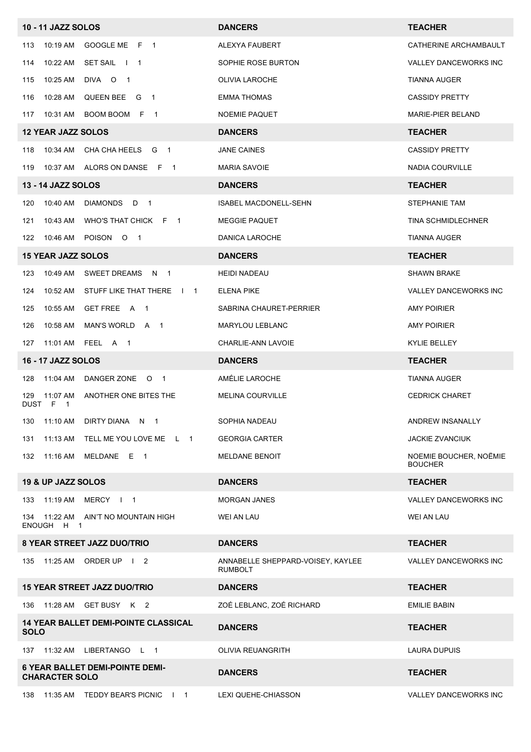| 10 - 11 JAZZ SOLOS | DANCERS | TEACHER |
|---|---|---|
| 113 10:19 AM GOOGLE ME F 1 | ALEXYA FAUBERT | CATHERINE ARCHAMBAULT |
| 114 10:22 AM SET SAIL I 1 | SOPHIE ROSE BURTON | VALLEY DANCEWORKS INC |
| 115 10:25 AM DIVA O 1 | OLIVIA LAROCHE | TIANNA AUGER |
| 116 10:28 AM QUEEN BEE G 1 | EMMA THOMAS | CASSIDY PRETTY |
| 117 10:31 AM BOOM BOOM F 1 | NOEMIE PAQUET | MARIE-PIER BELAND |
| **12 YEAR JAZZ SOLOS** | **DANCERS** | **TEACHER** |
| 118 10:34 AM CHA CHA HEELS G 1 | JANE CAINES | CASSIDY PRETTY |
| 119 10:37 AM ALORS ON DANSE F 1 | MARIA SAVOIE | NADIA COURVILLE |
| **13 - 14 JAZZ SOLOS** | **DANCERS** | **TEACHER** |
| 120 10:40 AM DIAMONDS D 1 | ISABEL MACDONELL-SEHN | STEPHANIE TAM |
| 121 10:43 AM WHO'S THAT CHICK F 1 | MEGGIE PAQUET | TINA SCHMIDLECHNER |
| 122 10:46 AM POISON O 1 | DANICA LAROCHE | TIANNA AUGER |
| **15 YEAR JAZZ SOLOS** | **DANCERS** | **TEACHER** |
| 123 10:49 AM SWEET DREAMS N 1 | HEIDI NADEAU | SHAWN BRAKE |
| 124 10:52 AM STUFF LIKE THAT THERE I 1 | ELENA PIKE | VALLEY DANCEWORKS INC |
| 125 10:55 AM GET FREE A 1 | SABRINA CHAURET-PERRIER | AMY POIRIER |
| 126 10:58 AM MAN'S WORLD A 1 | MARYLOU LEBLANC | AMY POIRIER |
| 127 11:01 AM FEEL A 1 | CHARLIE-ANN LAVOIE | KYLIE BELLEY |
| **16 - 17 JAZZ SOLOS** | **DANCERS** | **TEACHER** |
| 128 11:04 AM DANGER ZONE O 1 | AMÉLIE LAROCHE | TIANNA AUGER |
| 129 11:07 AM ANOTHER ONE BITES THE DUST F 1 | MELINA COURVILLE | CEDRICK CHARET |
| 130 11:10 AM DIRTY DIANA N 1 | SOPHIA NADEAU | ANDREW INSANALLY |
| 131 11:13 AM TELL ME YOU LOVE ME L 1 | GEORGIA CARTER | JACKIE ZVANCIUK |
| 132 11:16 AM MELDANE E 1 | MELDANE BENOIT | NOEMIE BOUCHER, NOËMIE BOUCHER |
| **19 & UP JAZZ SOLOS** | **DANCERS** | **TEACHER** |
| 133 11:19 AM MERCY I 1 | MORGAN JANES | VALLEY DANCEWORKS INC |
| 134 11:22 AM AIN'T NO MOUNTAIN HIGH ENOUGH H 1 | WEI AN LAU | WEI AN LAU |
| **8 YEAR STREET JAZZ DUO/TRIO** | **DANCERS** | **TEACHER** |
| 135 11:25 AM ORDER UP I 2 | ANNABELLE SHEPPARD-VOISEY, KAYLEE RUMBOLT | VALLEY DANCEWORKS INC |
| **15 YEAR STREET JAZZ DUO/TRIO** | **DANCERS** | **TEACHER** |
| 136 11:28 AM GET BUSY K 2 | ZOÉ LEBLANC, ZOÉ RICHARD | EMILIE BABIN |
| **14 YEAR BALLET DEMI-POINTE CLASSICAL SOLO** | **DANCERS** | **TEACHER** |
| 137 11:32 AM LIBERTANGO L 1 | OLIVIA REUANGRITH | LAURA DUPUIS |
| **6 YEAR BALLET DEMI-POINTE DEMI-CHARACTER SOLO** | **DANCERS** | **TEACHER** |
| 138 11:35 AM TEDDY BEAR'S PICNIC I 1 | LEXI QUEHE-CHIASSON | VALLEY DANCEWORKS INC |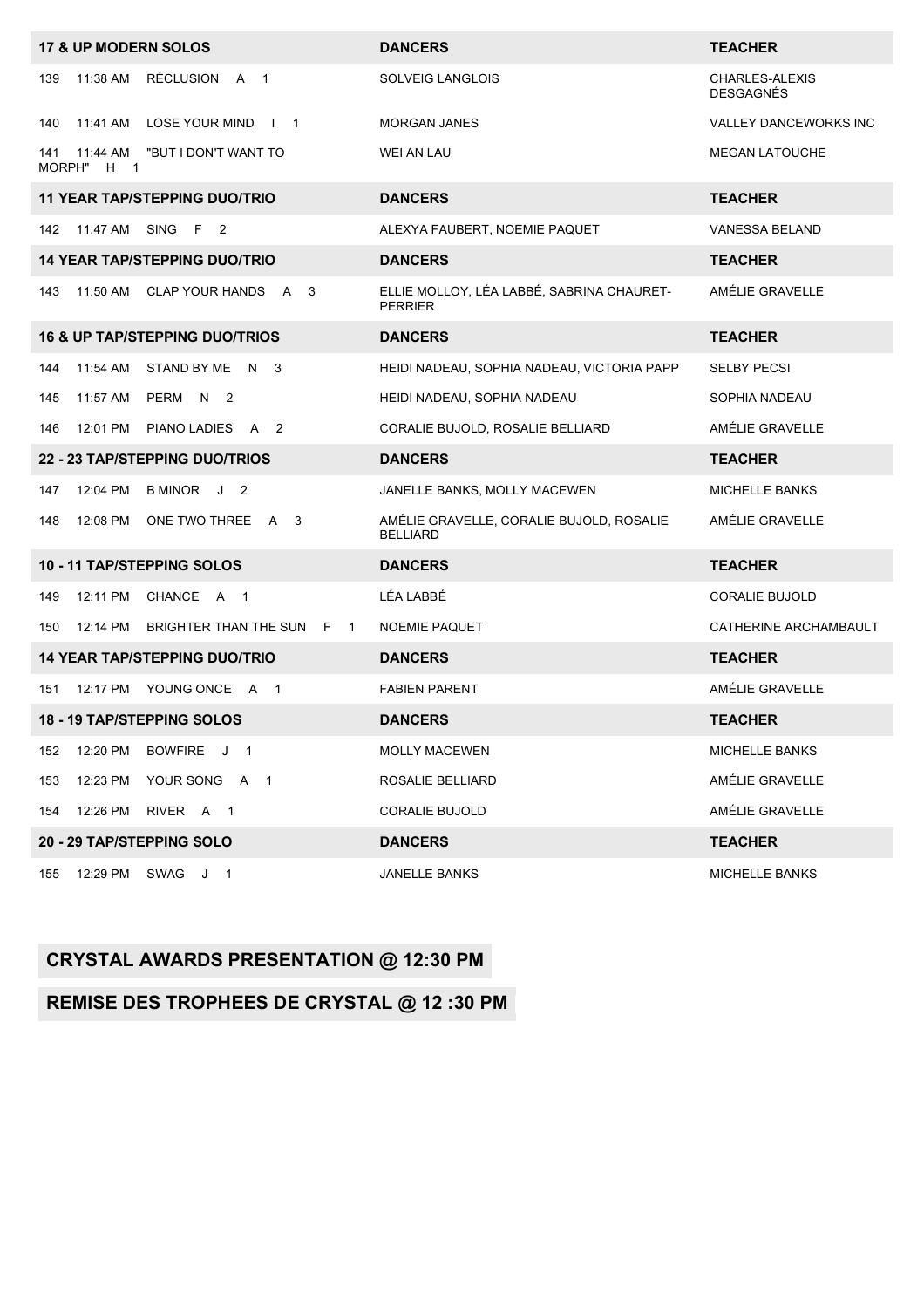| 17 & UP MODERN SOLOS | DANCERS | TEACHER |
|---|---|---|
| 139 11:38 AM RÉCLUSION A 1 | SOLVEIG LANGLOIS | CHARLES-ALEXIS DESGAGNÉS |
| 140 11:41 AM LOSE YOUR MIND I 1 | MORGAN JANES | VALLEY DANCEWORKS INC |
| 141 11:44 AM "BUT I DON'T WANT TO MORPH" H 1 | WEI AN LAU | MEGAN LATOUCHE |
| **11 YEAR TAP/STEPPING DUO/TRIO** | **DANCERS** | **TEACHER** |
| 142 11:47 AM SING F 2 | ALEXYA FAUBERT, NOEMIE PAQUET | VANESSA BELAND |
| **14 YEAR TAP/STEPPING DUO/TRIO** | **DANCERS** | **TEACHER** |
| 143 11:50 AM CLAP YOUR HANDS A 3 | ELLIE MOLLOY, LÉA LABBÉ, SABRINA CHAURET-PERRIER | AMÉLIE GRAVELLE |
| **16 & UP TAP/STEPPING DUO/TRIOS** | **DANCERS** | **TEACHER** |
| 144 11:54 AM STAND BY ME N 3 | HEIDI NADEAU, SOPHIA NADEAU, VICTORIA PAPP | SELBY PECSI |
| 145 11:57 AM PERM N 2 | HEIDI NADEAU, SOPHIA NADEAU | SOPHIA NADEAU |
| 146 12:01 PM PIANO LADIES A 2 | CORALIE BUJOLD, ROSALIE BELLIARD | AMÉLIE GRAVELLE |
| **22 - 23 TAP/STEPPING DUO/TRIOS** | **DANCERS** | **TEACHER** |
| 147 12:04 PM B MINOR J 2 | JANELLE BANKS, MOLLY MACEWEN | MICHELLE BANKS |
| 148 12:08 PM ONE TWO THREE A 3 | AMÉLIE GRAVELLE, CORALIE BUJOLD, ROSALIE BELLIARD | AMÉLIE GRAVELLE |
| **10 - 11 TAP/STEPPING SOLOS** | **DANCERS** | **TEACHER** |
| 149 12:11 PM CHANCE A 1 | LÉA LABBÉ | CORALIE BUJOLD |
| 150 12:14 PM BRIGHTER THAN THE SUN F 1 | NOEMIE PAQUET | CATHERINE ARCHAMBAULT |
| **14 YEAR TAP/STEPPING DUO/TRIO** | **DANCERS** | **TEACHER** |
| 151 12:17 PM YOUNG ONCE A 1 | FABIEN PARENT | AMÉLIE GRAVELLE |
| **18 - 19 TAP/STEPPING SOLOS** | **DANCERS** | **TEACHER** |
| 152 12:20 PM BOWFIRE J 1 | MOLLY MACEWEN | MICHELLE BANKS |
| 153 12:23 PM YOUR SONG A 1 | ROSALIE BELLIARD | AMÉLIE GRAVELLE |
| 154 12:26 PM RIVER A 1 | CORALIE BUJOLD | AMÉLIE GRAVELLE |
| **20 - 29 TAP/STEPPING SOLO** | **DANCERS** | **TEACHER** |
| 155 12:29 PM SWAG J 1 | JANELLE BANKS | MICHELLE BANKS |

## CRYSTAL AWARDS PRESENTATION @ 12:30 PM

## REMISE DES TROPHEES DE CRYSTAL @ 12 :30 PM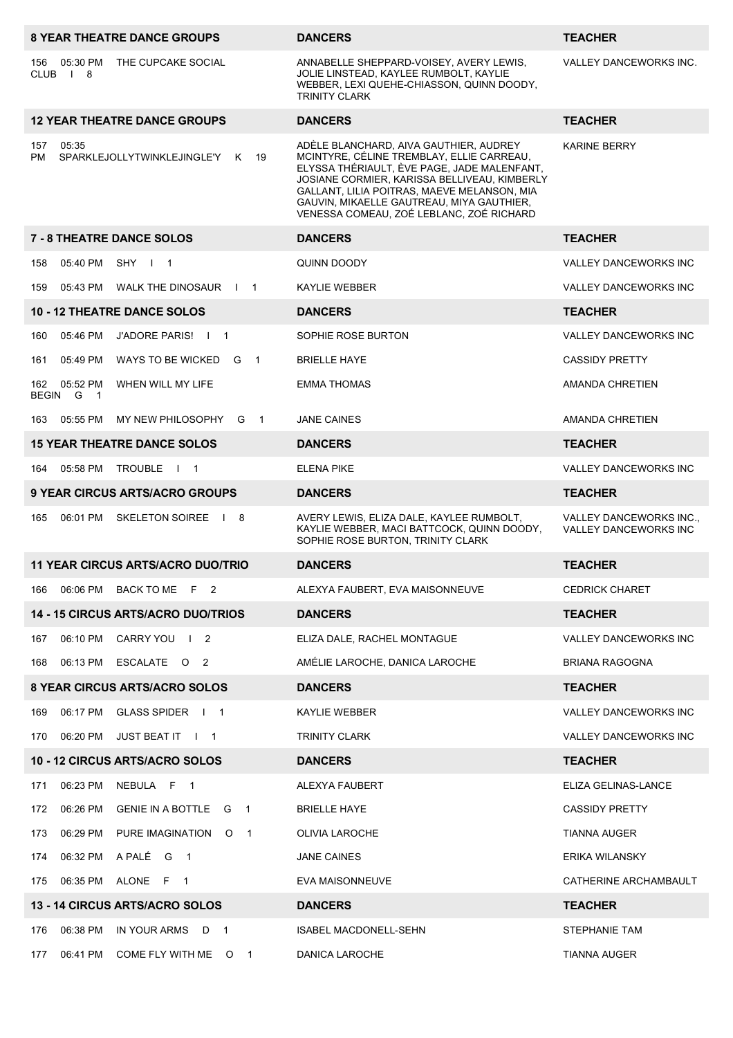| 8 YEAR THEATRE DANCE GROUPS | DANCERS | TEACHER |
|---|---|---|
| 156 05:30 PM THE CUPCAKE SOCIAL CLUB I 8 | ANNABELLE SHEPPARD-VOISEY, AVERY LEWIS, JOLIE LINSTEAD, KAYLEE RUMBOLT, KAYLIE WEBBER, LEXI QUEHE-CHIASSON, QUINN DOODY, TRINITY CLARK | VALLEY DANCEWORKS INC. |
| **12 YEAR THEATRE DANCE GROUPS** | **DANCERS** | **TEACHER** |
| 157 05:35 PM SPARKLEJOLLYTWINKLEJINGLE'Y K 19 | ADÈLE BLANCHARD, AIVA GAUTHIER, AUDREY MCINTYRE, CÉLINE TREMBLAY, ELLIE CARREAU, ELYSSA THÉRIAULT, ÈVE PAGE, JADE MALENFANT, JOSIANE CORMIER, KARISSA BELLIVEAU, KIMBERLY GALLANT, LILIA POITRAS, MAEVE MELANSON, MIA GAUVIN, MIKAELLE GAUTREAU, MIYA GAUTHIER, VENESSA COMEAU, ZOÉ LEBLANC, ZOÉ RICHARD | KARINE BERRY |
| **7 - 8 THEATRE DANCE SOLOS** | **DANCERS** | **TEACHER** |
| 158 05:40 PM SHY I 1 | QUINN DOODY | VALLEY DANCEWORKS INC |
| 159 05:43 PM WALK THE DINOSAUR I 1 | KAYLIE WEBBER | VALLEY DANCEWORKS INC |
| **10 - 12 THEATRE DANCE SOLOS** | **DANCERS** | **TEACHER** |
| 160 05:46 PM J'ADORE PARIS! I 1 | SOPHIE ROSE BURTON | VALLEY DANCEWORKS INC |
| 161 05:49 PM WAYS TO BE WICKED G 1 | BRIELLE HAYE | CASSIDY PRETTY |
| 162 05:52 PM WHEN WILL MY LIFE BEGIN G 1 | EMMA THOMAS | AMANDA CHRETIEN |
| 163 05:55 PM MY NEW PHILOSOPHY G 1 | JANE CAINES | AMANDA CHRETIEN |
| **15 YEAR THEATRE DANCE SOLOS** | **DANCERS** | **TEACHER** |
| 164 05:58 PM TROUBLE I 1 | ELENA PIKE | VALLEY DANCEWORKS INC |
| **9 YEAR CIRCUS ARTS/ACRO GROUPS** | **DANCERS** | **TEACHER** |
| 165 06:01 PM SKELETON SOIREE I 8 | AVERY LEWIS, ELIZA DALE, KAYLEE RUMBOLT, KAYLIE WEBBER, MACI BATTCOCK, QUINN DOODY, SOPHIE ROSE BURTON, TRINITY CLARK | VALLEY DANCEWORKS INC., VALLEY DANCEWORKS INC |
| **11 YEAR CIRCUS ARTS/ACRO DUO/TRIO** | **DANCERS** | **TEACHER** |
| 166 06:06 PM BACK TO ME F 2 | ALEXYA FAUBERT, EVA MAISONNEUVE | CEDRICK CHARET |
| **14 - 15 CIRCUS ARTS/ACRO DUO/TRIOS** | **DANCERS** | **TEACHER** |
| 167 06:10 PM CARRY YOU I 2 | ELIZA DALE, RACHEL MONTAGUE | VALLEY DANCEWORKS INC |
| 168 06:13 PM ESCALATE O 2 | AMÉLIE LAROCHE, DANICA LAROCHE | BRIANA RAGOGNA |
| **8 YEAR CIRCUS ARTS/ACRO SOLOS** | **DANCERS** | **TEACHER** |
| 169 06:17 PM GLASS SPIDER I 1 | KAYLIE WEBBER | VALLEY DANCEWORKS INC |
| 170 06:20 PM JUST BEAT IT I 1 | TRINITY CLARK | VALLEY DANCEWORKS INC |
| **10 - 12 CIRCUS ARTS/ACRO SOLOS** | **DANCERS** | **TEACHER** |
| 171 06:23 PM NEBULA F 1 | ALEXYA FAUBERT | ELIZA GELINAS-LANCE |
| 172 06:26 PM GENIE IN A BOTTLE G 1 | BRIELLE HAYE | CASSIDY PRETTY |
| 173 06:29 PM PURE IMAGINATION O 1 | OLIVIA LAROCHE | TIANNA AUGER |
| 174 06:32 PM A PALÉ G 1 | JANE CAINES | ERIKA WILANSKY |
| 175 06:35 PM ALONE F 1 | EVA MAISONNEUVE | CATHERINE ARCHAMBAULT |
| **13 - 14 CIRCUS ARTS/ACRO SOLOS** | **DANCERS** | **TEACHER** |
| 176 06:38 PM IN YOUR ARMS D 1 | ISABEL MACDONELL-SEHN | STEPHANIE TAM |
| 177 06:41 PM COME FLY WITH ME O 1 | DANICA LAROCHE | TIANNA AUGER |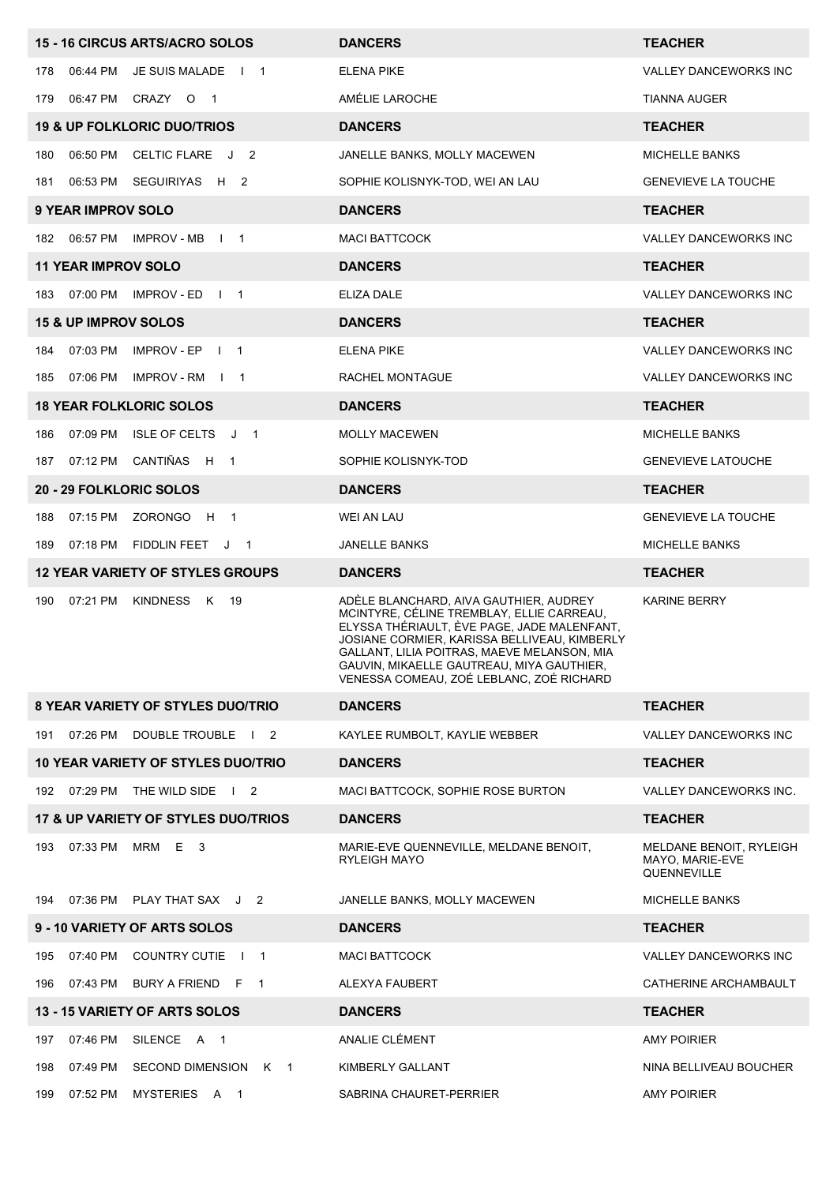| 15 - 16 CIRCUS ARTS/ACRO SOLOS | DANCERS | TEACHER |
|---|---|---|
| 178 06:44 PM JE SUIS MALADE I 1 | ELENA PIKE | VALLEY DANCEWORKS INC |
| 179 06:47 PM CRAZY O 1 | AMÉLIE LAROCHE | TIANNA AUGER |
| **19 & UP FOLKLORIC DUO/TRIOS** | **DANCERS** | **TEACHER** |
| 180 06:50 PM CELTIC FLARE J 2 | JANELLE BANKS, MOLLY MACEWEN | MICHELLE BANKS |
| 181 06:53 PM SEGUIRIYAS H 2 | SOPHIE KOLISNYK-TOD, WEI AN LAU | GENEVIEVE LA TOUCHE |
| **9 YEAR IMPROV SOLO** | **DANCERS** | **TEACHER** |
| 182 06:57 PM IMPROV - MB I 1 | MACI BATTCOCK | VALLEY DANCEWORKS INC |
| **11 YEAR IMPROV SOLO** | **DANCERS** | **TEACHER** |
| 183 07:00 PM IMPROV - ED I 1 | ELIZA DALE | VALLEY DANCEWORKS INC |
| **15 & UP IMPROV SOLOS** | **DANCERS** | **TEACHER** |
| 184 07:03 PM IMPROV - EP I 1 | ELENA PIKE | VALLEY DANCEWORKS INC |
| 185 07:06 PM IMPROV - RM I 1 | RACHEL MONTAGUE | VALLEY DANCEWORKS INC |
| **18 YEAR FOLKLORIC SOLOS** | **DANCERS** | **TEACHER** |
| 186 07:09 PM ISLE OF CELTS J 1 | MOLLY MACEWEN | MICHELLE BANKS |
| 187 07:12 PM CANTIÑAS H 1 | SOPHIE KOLISNYK-TOD | GENEVIEVE LATOUCHE |
| **20 - 29 FOLKLORIC SOLOS** | **DANCERS** | **TEACHER** |
| 188 07:15 PM ZORONGO H 1 | WEI AN LAU | GENEVIEVE LA TOUCHE |
| 189 07:18 PM FIDDLIN FEET J 1 | JANELLE BANKS | MICHELLE BANKS |
| **12 YEAR VARIETY OF STYLES GROUPS** | **DANCERS** | **TEACHER** |
| 190 07:21 PM KINDNESS K 19 | ADÈLE BLANCHARD, AIVA GAUTHIER, AUDREY MCINTYRE, CÉLINE TREMBLAY, ELLIE CARREAU, ELYSSA THÉRIAULT, ÈVE PAGE, JADE MALENFANT, JOSIANE CORMIER, KARISSA BELLIVEAU, KIMBERLY GALLANT, LILIA POITRAS, MAEVE MELANSON, MIA GAUVIN, MIKAELLE GAUTREAU, MIYA GAUTHIER, VENESSA COMEAU, ZOÉ LEBLANC, ZOÉ RICHARD | KARINE BERRY |
| **8 YEAR VARIETY OF STYLES DUO/TRIO** | **DANCERS** | **TEACHER** |
| 191 07:26 PM DOUBLE TROUBLE I 2 | KAYLEE RUMBOLT, KAYLIE WEBBER | VALLEY DANCEWORKS INC |
| **10 YEAR VARIETY OF STYLES DUO/TRIO** | **DANCERS** | **TEACHER** |
| 192 07:29 PM THE WILD SIDE I 2 | MACI BATTCOCK, SOPHIE ROSE BURTON | VALLEY DANCEWORKS INC. |
| **17 & UP VARIETY OF STYLES DUO/TRIOS** | **DANCERS** | **TEACHER** |
| 193 07:33 PM MRM E 3 | MARIE-EVE QUENNEVILLE, MELDANE BENOIT, RYLEIGH MAYO | MELDANE BENOIT, RYLEIGH MAYO, MARIE-EVE QUENNEVILLE |
| 194 07:36 PM PLAY THAT SAX J 2 | JANELLE BANKS, MOLLY MACEWEN | MICHELLE BANKS |
| **9 - 10 VARIETY OF ARTS SOLOS** | **DANCERS** | **TEACHER** |
| 195 07:40 PM COUNTRY CUTIE I 1 | MACI BATTCOCK | VALLEY DANCEWORKS INC |
| 196 07:43 PM BURY A FRIEND F 1 | ALEXYA FAUBERT | CATHERINE ARCHAMBAULT |
| **13 - 15 VARIETY OF ARTS SOLOS** | **DANCERS** | **TEACHER** |
| 197 07:46 PM SILENCE A 1 | ANALIE CLÉMENT | AMY POIRIER |
| 198 07:49 PM SECOND DIMENSION K 1 | KIMBERLY GALLANT | NINA BELLIVEAU BOUCHER |
| 199 07:52 PM MYSTERIES A 1 | SABRINA CHAURET-PERRIER | AMY POIRIER |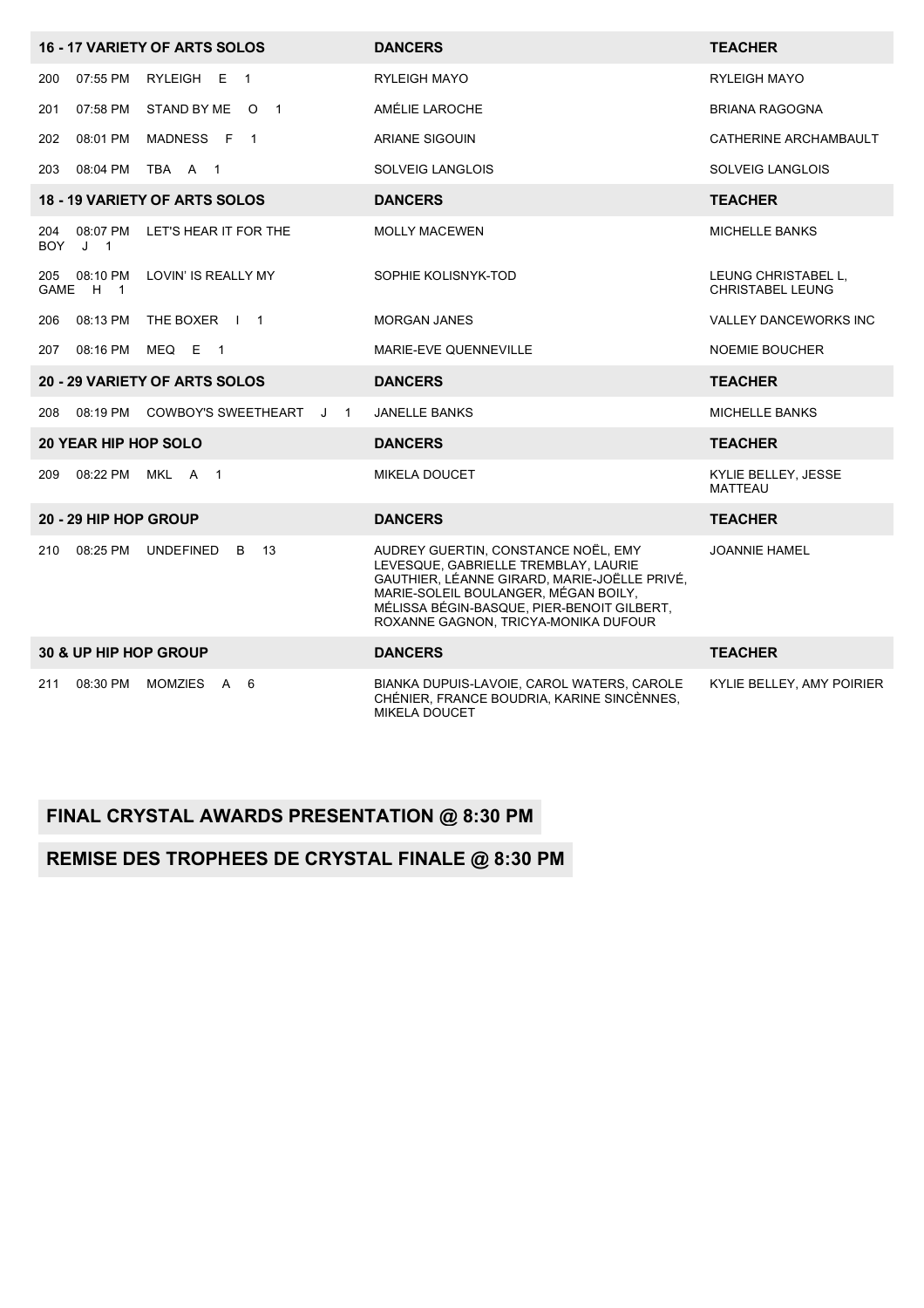| 16 - 17 VARIETY OF ARTS SOLOS | DANCERS | TEACHER |
|---|---|---|
| 200 07:55 PM RYLEIGH E 1 | RYLEIGH MAYO | RYLEIGH MAYO |
| 201 07:58 PM STAND BY ME O 1 | AMÉLIE LAROCHE | BRIANA RAGOGNA |
| 202 08:01 PM MADNESS F 1 | ARIANE SIGOUIN | CATHERINE ARCHAMBAULT |
| 203 08:04 PM TBA A 1 | SOLVEIG LANGLOIS | SOLVEIG LANGLOIS |
| **18 - 19 VARIETY OF ARTS SOLOS** | **DANCERS** | **TEACHER** |
| 204 08:07 PM LET'S HEAR IT FOR THE BOY J 1 | MOLLY MACEWEN | MICHELLE BANKS |
| 205 08:10 PM LOVIN' IS REALLY MY GAME H 1 | SOPHIE KOLISNYK-TOD | LEUNG CHRISTABEL L, CHRISTABEL LEUNG |
| 206 08:13 PM THE BOXER I 1 | MORGAN JANES | VALLEY DANCEWORKS INC |
| 207 08:16 PM MEQ E 1 | MARIE-EVE QUENNEVILLE | NOEMIE BOUCHER |
| **20 - 29 VARIETY OF ARTS SOLOS** | **DANCERS** | **TEACHER** |
| 208 08:19 PM COWBOY'S SWEETHEART J 1 | JANELLE BANKS | MICHELLE BANKS |
| **20 YEAR HIP HOP SOLO** | **DANCERS** | **TEACHER** |
| 209 08:22 PM MKL A 1 | MIKELA DOUCET | KYLIE BELLEY, JESSE MATTEAU |
| **20 - 29 HIP HOP GROUP** | **DANCERS** | **TEACHER** |
| 210 08:25 PM UNDEFINED B 13 | AUDREY GUERTIN, CONSTANCE NOËL, EMY LEVESQUE, GABRIELLE TREMBLAY, LAURIE GAUTHIER, LÉANNE GIRARD, MARIE-JOËLLE PRIVÉ, MARIE-SOLEIL BOULANGER, MÉGAN BOILY, MÉLISSA BÉGIN-BASQUE, PIER-BENOIT GILBERT, ROXANNE GAGNON, TRICYA-MONIKA DUFOUR | JOANNIE HAMEL |
| **30 & UP HIP HOP GROUP** | **DANCERS** | **TEACHER** |
| 211 08:30 PM MOMZIES A 6 | BIANKA DUPUIS-LAVOIE, CAROL WATERS, CAROLE CHÉNIER, FRANCE BOUDRIA, KARINE SINCÈNNES, MIKELA DOUCET | KYLIE BELLEY, AMY POIRIER |

## FINAL CRYSTAL AWARDS PRESENTATION @ 8:30 PM

## REMISE DES TROPHEES DE CRYSTAL FINALE @ 8:30 PM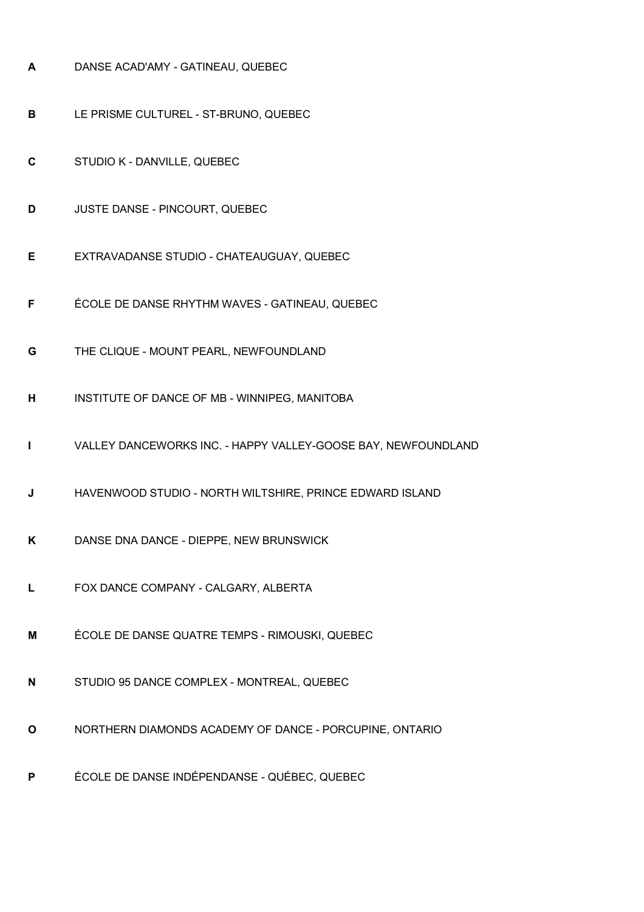| | |
|---|---|
| **A** | DANSE ACAD'AMY - GATINEAU, QUEBEC |
| **B** | LE PRISME CULTUREL - ST-BRUNO, QUEBEC |
| **C** | STUDIO K - DANVILLE, QUEBEC |
| **D** | JUSTE DANSE - PINCOURT, QUEBEC |
| **E** | EXTRAVADANSE STUDIO - CHATEAUGUAY, QUEBEC |
| **F** | ÉCOLE DE DANSE RHYTHM WAVES - GATINEAU, QUEBEC |
| **G** | THE CLIQUE - MOUNT PEARL, NEWFOUNDLAND |
| **H** | INSTITUTE OF DANCE OF MB - WINNIPEG, MANITOBA |
| **I** | VALLEY DANCEWORKS INC. - HAPPY VALLEY-GOOSE BAY, NEWFOUNDLAND |
| **J** | HAVENWOOD STUDIO - NORTH WILTSHIRE, PRINCE EDWARD ISLAND |
| **K** | DANSE DNA DANCE - DIEPPE, NEW BRUNSWICK |
| **L** | FOX DANCE COMPANY - CALGARY, ALBERTA |
| **M** | ÉCOLE DE DANSE QUATRE TEMPS - RIMOUSKI, QUEBEC |
| **N** | STUDIO 95 DANCE COMPLEX - MONTREAL, QUEBEC |
| **O** | NORTHERN DIAMONDS ACADEMY OF DANCE - PORCUPINE, ONTARIO |
| **P** | ÉCOLE DE DANSE INDÉPENDANSE - QUÉBEC, QUEBEC |